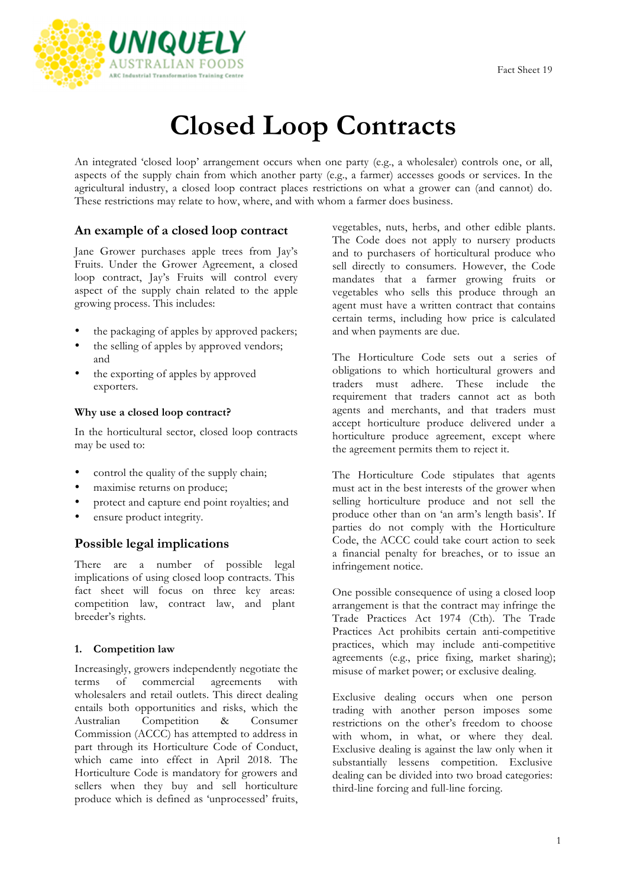# Closed Loop Contracts

An integrated 'closed loop' arrangement occurs when one party (e.g., a wholesaler) controls one, or all, aspects of the supply chain from which another party (e.g., a farmer) accesses goods or services. In the agricultural industry, a closed loop contract places restrictions on what a grower can (and cannot) do. These restrictions may relate to how, where, and with whom a farmer does business.

## An example of a closed loop contract

Jane Grower purchases apple trees from Jay's Fruits. Under the Grower Agreement, a closed loop contract, Jay's Fruits will control every aspect of the supply chain related to the apple growing process. This includes:

- the packaging of apples by approved packers;
- the selling of apples by approved vendors; and
- the exporting of apples by approved exporters.

### Why use a closed loop contract?

In the horticultural sector, closed loop contracts may be used to:

- control the quality of the supply chain;
- maximise returns on produce;
- protect and capture end point royalties; and
- ensure product integrity.

## Possible legal implications

There are a number of possible legal implications of using closed loop contracts. This fact sheet will focus on three key areas: competition law, contract law, and plant breeder's rights.

### 1. Competition law

Increasingly, growers independently negotiate the terms of commercial agreements with wholesalers and retail outlets. This direct dealing entails both opportunities and risks, which the Australian Competition & Consumer Commission (ACCC) has attempted to address in part through its Horticulture Code of Conduct, which came into effect in April 2018. The Horticulture Code is mandatory for growers and sellers when they buy and sell horticulture produce which is defined as 'unprocessed' fruits, vegetables, nuts, herbs, and other edible plants. The Code does not apply to nursery products and to purchasers of horticultural produce who sell directly to consumers. However, the Code mandates that a farmer growing fruits or vegetables who sells this produce through an agent must have a written contract that contains certain terms, including how price is calculated and when payments are due.

The Horticulture Code sets out a series of obligations to which horticultural growers and traders must adhere. These include the requirement that traders cannot act as both agents and merchants, and that traders must accept horticulture produce delivered under a horticulture produce agreement, except where the agreement permits them to reject it.

The Horticulture Code stipulates that agents must act in the best interests of the grower when selling horticulture produce and not sell the produce other than on 'an arm's length basis'. If parties do not comply with the Horticulture Code, the ACCC could take court action to seek a financial penalty for breaches, or to issue an infringement notice.

One possible consequence of using a closed loop arrangement is that the contract may infringe the Trade Practices Act 1974 (Cth). The Trade Practices Act prohibits certain anti-competitive practices, which may include anti-competitive agreements (e.g., price fixing, market sharing); misuse of market power; or exclusive dealing.

Exclusive dealing occurs when one person trading with another person imposes some restrictions on the other's freedom to choose with whom, in what, or where they deal. Exclusive dealing is against the law only when it substantially lessens competition. Exclusive dealing can be divided into two broad categories: third-line forcing and full-line forcing.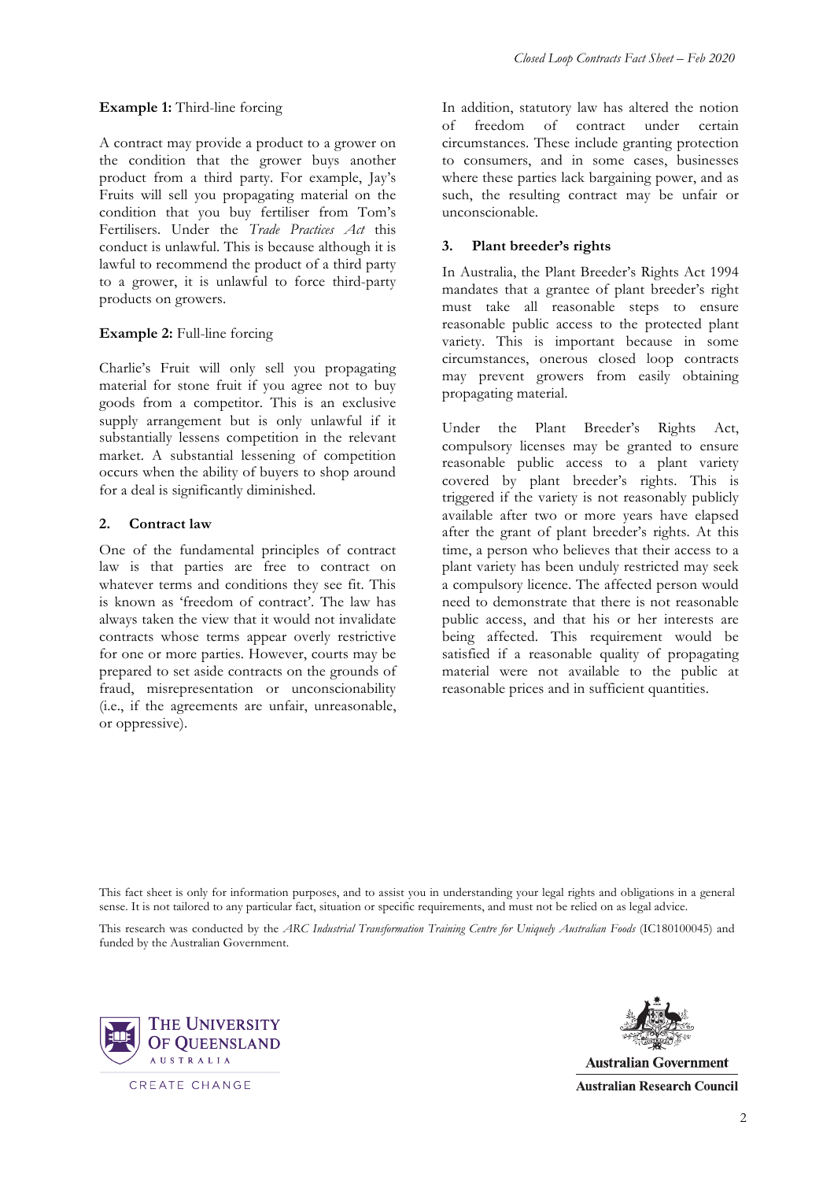**Example 1:** Third-line forcing

A contract may provide a product to a grower on the condition that the grower buys another product from a third party. For example, Jay's Fruits will sell you propagating material on the condition that you buy fertiliser from Tom's Fertilisers. Under the *Trade Practices Act* this conduct is unlawful. This is because although it is lawful to recommend the product of a third party to a grower, it is unlawful to force third-party products on growers.

**Example 2:** Full-line forcing

Charlie's Fruit will only sell you propagating material for stone fruit if you agree not to buy goods from a competitor. This is an exclusive supply arrangement but is only unlawful if it substantially lessens competition in the relevant market. A substantial lessening of competition occurs when the ability of buyers to shop around for a deal is significantly diminished.

## 2. Contract law

One of the fundamental principles of contract law is that parties are free to contract on whatever terms and conditions they see fit. This is known as 'freedom of contract'. The law has always taken the view that it would not invalidate contracts whose terms appear overly restrictive for one or more parties. However, courts may be prepared to set aside contracts on the grounds of fraud, misrepresentation or unconscionability (i.e., if the agreements are unfair, unreasonable, or oppressive).

In addition, statutory law has altered the notion of freedom of contract under certain circumstances. These include granting protection to consumers, and in some cases, businesses where these parties lack bargaining power, and as such, the resulting contract may be unfair or unconscionable.

## 3. Plant breeder's rights

In Australia, the Plant Breeder's Rights Act 1994 mandates that a grantee of plant breeder's right must take all reasonable steps to ensure reasonable public access to the protected plant variety. This is important because in some circumstances, onerous closed loop contracts may prevent growers from easily obtaining propagating material.

Under the Plant Breeder's Rights Act, compulsory licenses may be granted to ensure reasonable public access to a plant variety covered by plant breeder's rights. This is triggered if the variety is not reasonably publicly available after two or more years have elapsed after the grant of plant breeder's rights. At this time, a person who believes that their access to a plant variety has been unduly restricted may seek a compulsory licence. The affected person would need to demonstrate that there is not reasonable public access, and that his or her interests are being affected. This requirement would be satisfied if a reasonable quality of propagating material were not available to the public at reasonable prices and in sufficient quantities.

This fact sheet is only for information purposes, and to assist you in understanding your legal rights and obligations in a general sense. It is not tailored to any particular fact, situation or specific requirements, and must not be relied on as legal advice.

This research was conducted by the *ARC Industrial Transformation Training Centre for Uniquely Australian Foods* (IC180100045) and funded by the Australian Government.

THE UNIVERSITY OF QUEENSLAND AUSTRALIA

CREATE CHANGE

Australian Government

Australian Research Council